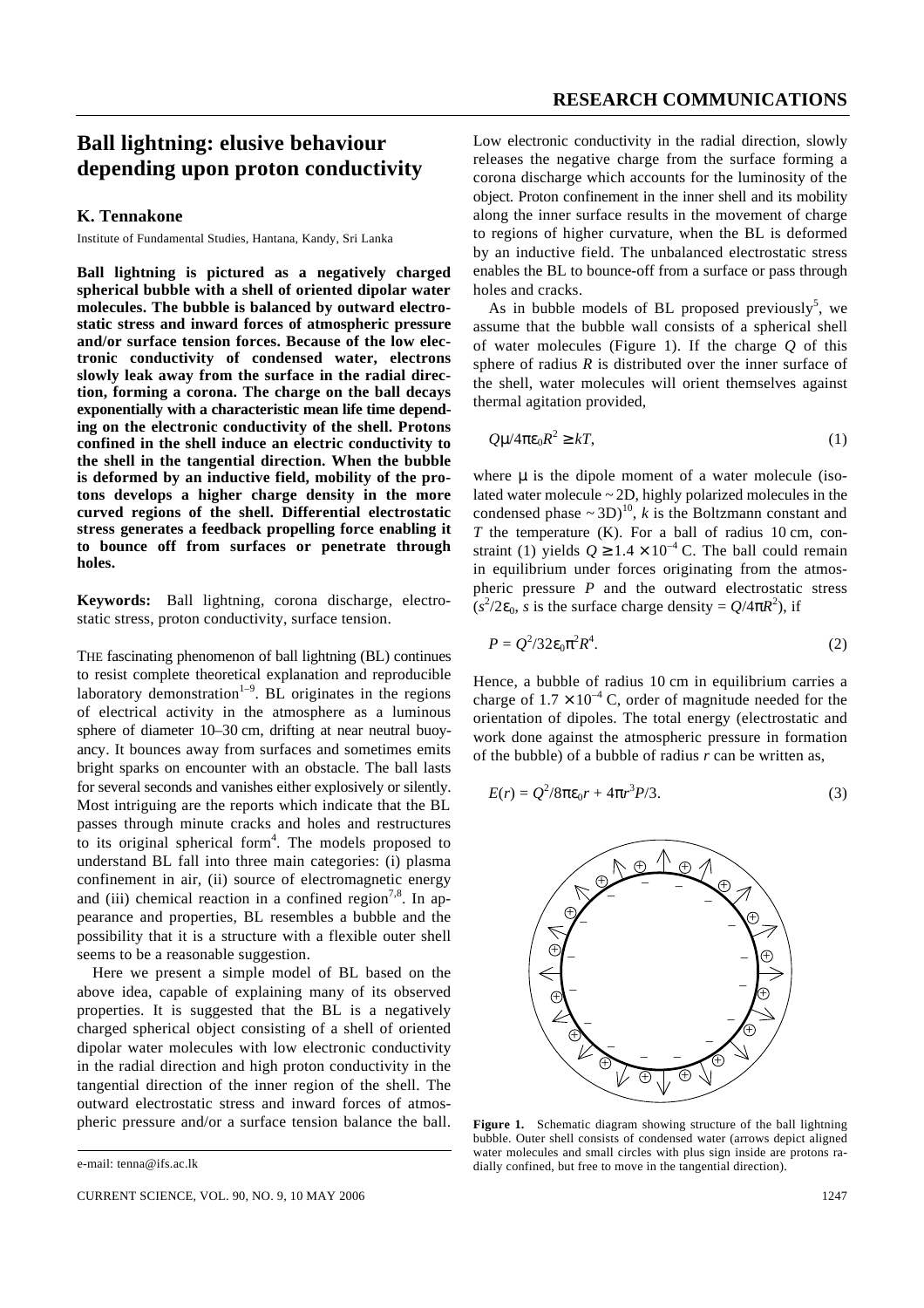# Ball lightning: elusive behaviour depending upon proton conductivity

**K. Tennakone**

Institute of Fundamental Studies, Hantana, Kandy, Sri Lanka

**Ball lightning is pictured as a negatively charged spherical bubble with a shell of oriented dipolar water molecules. The bubble is balanced by outward electrostatic stress and inward forces of atmospheric pressure and/or surface tension forces. Because of the low electronic conductivity of condensed water, electrons slowly leak away from the surface in the radial direction, forming a corona. The charge on the ball decays exponentially with a characteristic mean life time depending on the electronic conductivity of the shell. Protons confined in the shell induce an electric conductivity to the shell in the tangential direction. When the bubble is deformed by an inductive field, mobility of the protons develops a higher charge density in the more curved regions of the shell. Differential electrostatic stress generates a feedback propelling force enabling it to bounce off from surfaces or penetrate through holes.**

**Keywords:** Ball lightning, corona discharge, electrostatic stress, proton conductivity, surface tension.

THE fascinating phenomenon of ball lightning (BL) continues to resist complete theoretical explanation and reproducible laboratory demonstration[1–9]. BL originates in the regions of electrical activity in the atmosphere as a luminous sphere of diameter 10–30 cm, drifting at near neutral buoyancy. It bounces away from surfaces and sometimes emits bright sparks on encounter with an obstacle. The ball lasts for several seconds and vanishes either explosively or silently. Most intriguing are the reports which indicate that the BL passes through minute cracks and holes and restructures to its original spherical form[4]. The models proposed to understand BL fall into three main categories: (i) plasma confinement in air, (ii) source of electromagnetic energy and (iii) chemical reaction in a confined region[7,8]. In appearance and properties, BL resembles a bubble and the possibility that it is a structure with a flexible outer shell seems to be a reasonable suggestion.

Here we present a simple model of BL based on the above idea, capable of explaining many of its observed properties. It is suggested that the BL is a negatively charged spherical object consisting of a shell of oriented dipolar water molecules with low electronic conductivity in the radial direction and high proton conductivity in the tangential direction of the inner region of the shell. The outward electrostatic stress and inward forces of atmospheric pressure and/or a surface tension balance the ball. Low electronic conductivity in the radial direction, slowly releases the negative charge from the surface forming a corona discharge which accounts for the luminosity of the object. Proton confinement in the inner shell and its mobility along the inner surface results in the movement of charge to regions of higher curvature, when the BL is deformed by an inductive field. The unbalanced electrostatic stress enables the BL to bounce-off from a surface or pass through holes and cracks.

As in bubble models of BL proposed previously[5], we assume that the bubble wall consists of a spherical shell of water molecules (Figure 1). If the charge $Q$ of this sphere of radius $R$ is distributed over the inner surface of the shell, water molecules will orient themselves against thermal agitation provided,

$$Q\mu/4\pi\varepsilon_0 R^2 \geq kT, \tag{1}$$

where $\mu$ is the dipole moment of a water molecule (isolated water molecule ~ 2D, highly polarized molecules in the condensed phase ~ 3D)[10], $k$ is the Boltzmann constant and $T$ the temperature (K). For a ball of radius 10 cm, constraint (1) yields $Q \geq 1.4 \times 10^{-4}$ C. The ball could remain in equilibrium under forces originating from the atmospheric pressure $P$ and the outward electrostatic stress ($s^2/2\varepsilon_0$, $s$ is the surface charge density = $Q/4\pi R^2$), if

$$P = Q^2/32\varepsilon_0\pi^2 R^4. \tag{2}$$

Hence, a bubble of radius 10 cm in equilibrium carries a charge of $1.7 \times 10^{-4}$ C, order of magnitude needed for the orientation of dipoles. The total energy (electrostatic and work done against the atmospheric pressure in formation of the bubble) of a bubble of radius $r$ can be written as,

$$E(r) = Q^2/8\pi\varepsilon_0 r + 4\pi r^3 P/3. \tag{3}$$

**Figure 1.** Schematic diagram showing structure of the ball lightning bubble. Outer shell consists of condensed water (arrows depict aligned water molecules and small circles with plus sign inside are protons radially confined, but free to move in the tangential direction).

e-mail: tenna@ifs.ac.lk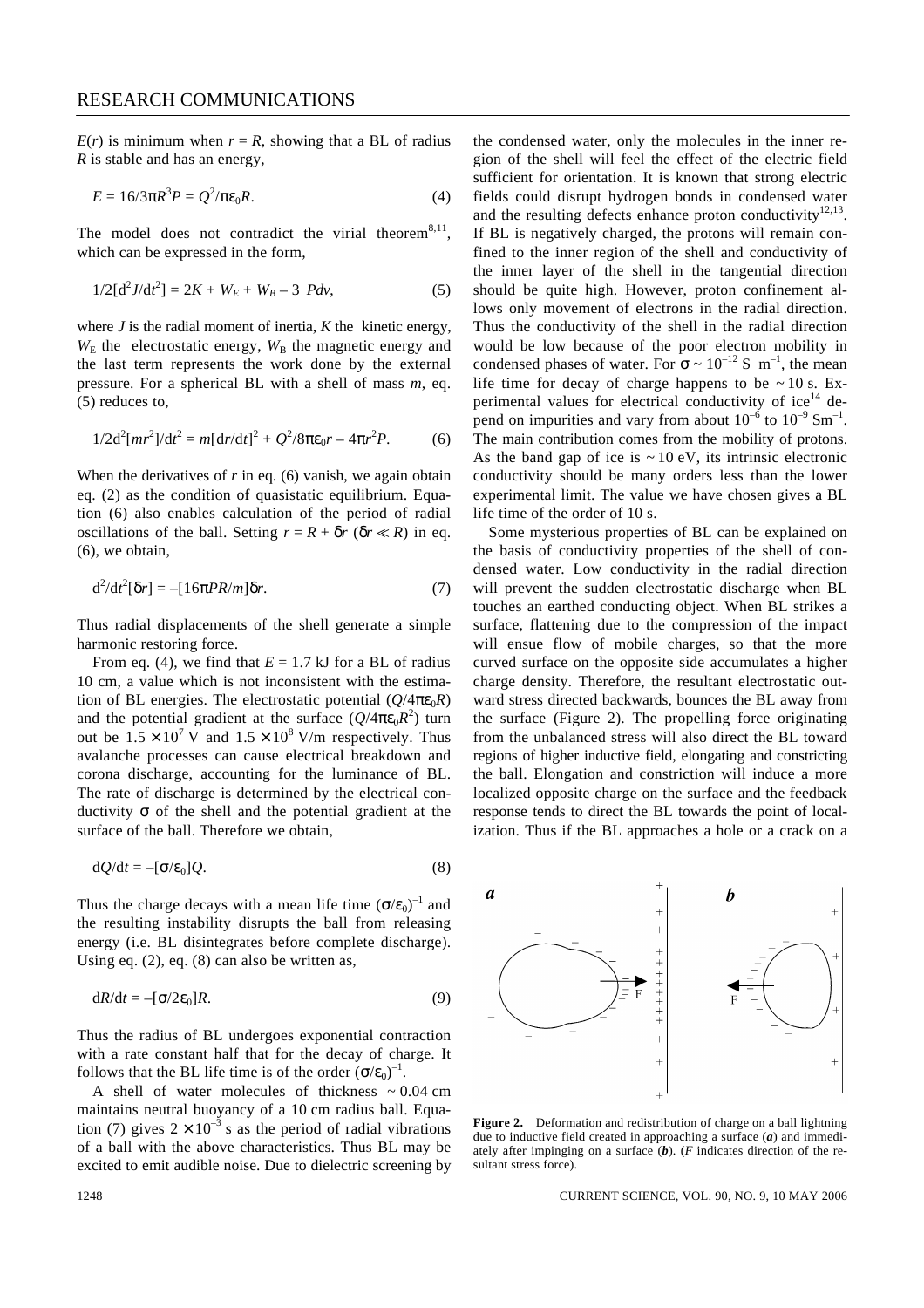$E(r)$ is minimum when $r = R$, showing that a BL of radius $R$ is stable and has an energy,

$$E = 16/3\pi R^3 P = Q^2/\pi\varepsilon_0 R. \tag{4}$$

The model does not contradict the virial theorem[8,11], which can be expressed in the form,

$$1/2[\mathrm{d}^2 J/\mathrm{d}t^2] = 2K + W_E + W_B - 3\ Pdv, \tag{5}$$

where $J$ is the radial moment of inertia, $K$ the kinetic energy, $W_E$ the electrostatic energy, $W_B$ the magnetic energy and the last term represents the work done by the external pressure. For a spherical BL with a shell of mass $m$, eq. (5) reduces to,

$$1/2\mathrm{d}^2[mr^2]/\mathrm{d}t^2 = m[\mathrm{d}r/\mathrm{d}t]^2 + Q^2/8\pi\varepsilon_0 r - 4\pi r^2 P. \tag{6}$$

When the derivatives of $r$ in eq. (6) vanish, we again obtain eq. (2) as the condition of quasistatic equilibrium. Equation (6) also enables calculation of the period of radial oscillations of the ball. Setting $r = R + \delta r$ ($\delta r \ll R$) in eq. (6), we obtain,

$$\mathrm{d}^2/\mathrm{d}t^2[\delta r] = -[16\pi PR/m]\delta r. \tag{7}$$

Thus radial displacements of the shell generate a simple harmonic restoring force.

From eq. (4), we find that $E = 1.7$ kJ for a BL of radius 10 cm, a value which is not inconsistent with the estimation of BL energies. The electrostatic potential ($Q/4\pi\varepsilon_0 R$) and the potential gradient at the surface ($Q/4\pi\varepsilon_0 R^2$) turn out be $1.5 \times 10^7$ V and $1.5 \times 10^8$ V/m respectively. Thus avalanche processes can cause electrical breakdown and corona discharge, accounting for the luminance of BL. The rate of discharge is determined by the electrical conductivity $\sigma$ of the shell and the potential gradient at the surface of the ball. Therefore we obtain,

$$\mathrm{d}Q/\mathrm{d}t = -[\sigma/\varepsilon_0]Q. \tag{8}$$

Thus the charge decays with a mean life time $(\sigma/\varepsilon_0)^{-1}$ and the resulting instability disrupts the ball from releasing energy (i.e. BL disintegrates before complete discharge). Using eq. (2), eq. (8) can also be written as,

$$\mathrm{d}R/\mathrm{d}t = -[\sigma/2\varepsilon_0]R. \tag{9}$$

Thus the radius of BL undergoes exponential contraction with a rate constant half that for the decay of charge. It follows that the BL life time is of the order $(\sigma/\varepsilon_0)^{-1}$.

A shell of water molecules of thickness ~ 0.04 cm maintains neutral buoyancy of a 10 cm radius ball. Equation (7) gives $2 \times 10^{-3}$ s as the period of radial vibrations of a ball with the above characteristics. Thus BL may be excited to emit audible noise. Due to dielectric screening by the condensed water, only the molecules in the inner region of the shell will feel the effect of the electric field sufficient for orientation. It is known that strong electric fields could disrupt hydrogen bonds in condensed water and the resulting defects enhance proton conductivity[12,13]. If BL is negatively charged, the protons will remain confined to the inner region of the shell and conductivity of the inner layer of the shell in the tangential direction should be quite high. However, proton confinement allows only movement of electrons in the radial direction. Thus the conductivity of the shell in the radial direction would be low because of the poor electron mobility in condensed phases of water. For $\sigma \sim 10^{-12}$ S m$^{-1}$, the mean life time for decay of charge happens to be ~ 10 s. Experimental values for electrical conductivity of ice[14] depend on impurities and vary from about $10^{-6}$ to $10^{-9}$ Sm$^{-1}$. The main contribution comes from the mobility of protons. As the band gap of ice is ~ 10 eV, its intrinsic electronic conductivity should be many orders less than the lower experimental limit. The value we have chosen gives a BL life time of the order of 10 s.

Some mysterious properties of BL can be explained on the basis of conductivity properties of the shell of condensed water. Low conductivity in the radial direction will prevent the sudden electrostatic discharge when BL touches an earthed conducting object. When BL strikes a surface, flattening due to the compression of the impact will ensue flow of mobile charges, so that the more curved surface on the opposite side accumulates a higher charge density. Therefore, the resultant electrostatic outward stress directed backwards, bounces the BL away from the surface (Figure 2). The propelling force originating from the unbalanced stress will also direct the BL toward regions of higher inductive field, elongating and constricting the ball. Elongation and constriction will induce a more localized opposite charge on the surface and the feedback response tends to direct the BL towards the point of localization. Thus if the BL approaches a hole or a crack on a

**Figure 2.** Deformation and redistribution of charge on a ball lightning due to inductive field created in approaching a surface (***a***) and immediately after impinging on a surface (***b***). ($F$ indicates direction of the resultant stress force).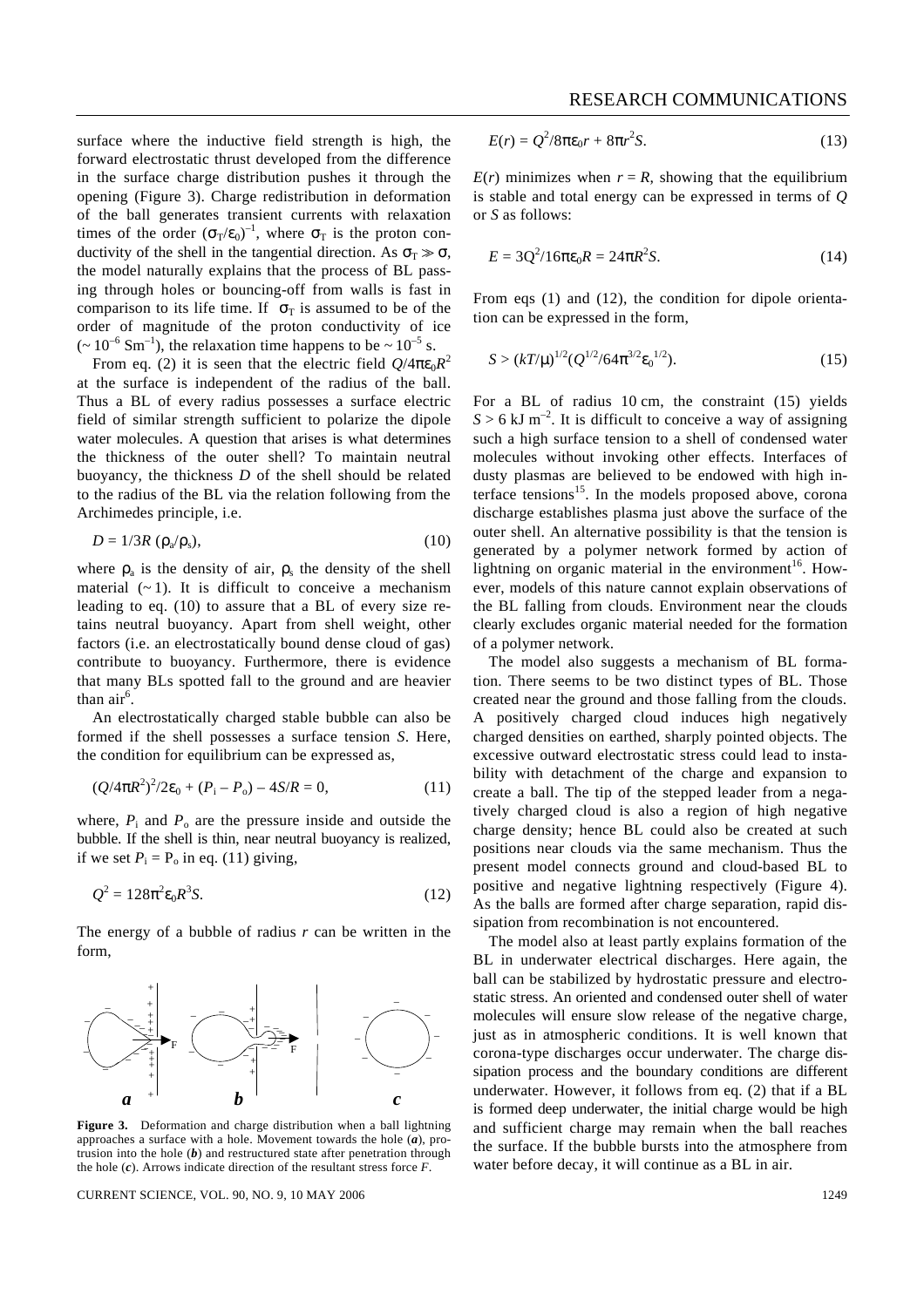surface where the inductive field strength is high, the forward electrostatic thrust developed from the difference in the surface charge distribution pushes it through the opening (Figure 3). Charge redistribution in deformation of the ball generates transient currents with relaxation times of the order $(\sigma_T/\varepsilon_0)^{-1}$, where $\sigma_T$ is the proton conductivity of the shell in the tangential direction. As $\sigma_T \gg \sigma$, the model naturally explains that the process of BL passing through holes or bouncing-off from walls is fast in comparison to its life time. If $\sigma_T$ is assumed to be of the order of magnitude of the proton conductivity of ice ($\sim 10^{-6}$ Sm$^{-1}$), the relaxation time happens to be $\sim 10^{-5}$ s.

From eq. (2) it is seen that the electric field $Q/4\pi\varepsilon_0 R^2$ at the surface is independent of the radius of the ball. Thus a BL of every radius possesses a surface electric field of similar strength sufficient to polarize the dipole water molecules. A question that arises is what determines the thickness of the outer shell? To maintain neutral buoyancy, the thickness $D$ of the shell should be related to the radius of the BL via the relation following from the Archimedes principle, i.e.

$$D = 1/3R\ (\rho_a/\rho_s), \tag{10}$$

where $\rho_a$ is the density of air, $\rho_s$ the density of the shell material ($\sim 1$). It is difficult to conceive a mechanism leading to eq. (10) to assure that a BL of every size retains neutral buoyancy. Apart from shell weight, other factors (i.e. an electrostatically bound dense cloud of gas) contribute to buoyancy. Furthermore, there is evidence that many BLs spotted fall to the ground and are heavier than air[6].

An electrostatically charged stable bubble can also be formed if the shell possesses a surface tension $S$. Here, the condition for equilibrium can be expressed as,

$$(Q/4\pi R^2)^2/2\varepsilon_0 + (P_i - P_o) - 4S/R = 0, \tag{11}$$

where, $P_i$ and $P_o$ are the pressure inside and outside the bubble. If the shell is thin, near neutral buoyancy is realized, if we set $P_i = P_o$ in eq. (11) giving,

$$Q^2 = 128\pi^2\varepsilon_0 R^3 S. \tag{12}$$

The energy of a bubble of radius $r$ can be written in the form,

$$E(r) = Q^2/8\pi\varepsilon_0 r + 8\pi r^2 S. \tag{13}$$

$E(r)$ minimizes when $r = R$, showing that the equilibrium is stable and total energy can be expressed in terms of $Q$ or $S$ as follows:

$$E = 3Q^2/16\pi\varepsilon_0 R = 24\pi R^2 S. \tag{14}$$

From eqs (1) and (12), the condition for dipole orientation can be expressed in the form,

$$S > (kT/\mu)^{1/2}(Q^{1/2}/64\pi^{3/2}\varepsilon_0^{1/2}). \tag{15}$$

For a BL of radius 10 cm, the constraint (15) yields $S > 6$ kJ m$^{-2}$. It is difficult to conceive a way of assigning such a high surface tension to a shell of condensed water molecules without invoking other effects. Interfaces of dusty plasmas are believed to be endowed with high interface tensions[15]. In the models proposed above, corona discharge establishes plasma just above the surface of the outer shell. An alternative possibility is that the tension is generated by a polymer network formed by action of lightning on organic material in the environment[16]. However, models of this nature cannot explain observations of the BL falling from clouds. Environment near the clouds clearly excludes organic material needed for the formation of a polymer network.

The model also suggests a mechanism of BL formation. There seems to be two distinct types of BL. Those created near the ground and those falling from the clouds. A positively charged cloud induces high negatively charged densities on earthed, sharply pointed objects. The excessive outward electrostatic stress could lead to instability with detachment of the charge and expansion to create a ball. The tip of the stepped leader from a negatively charged cloud is also a region of high negative charge density; hence BL could also be created at such positions near clouds via the same mechanism. Thus the present model connects ground and cloud-based BL to positive and negative lightning respectively (Figure 4). As the balls are formed after charge separation, rapid dissipation from recombination is not encountered.

The model also at least partly explains formation of the BL in underwater electrical discharges. Here again, the ball can be stabilized by hydrostatic pressure and electrostatic stress. An oriented and condensed outer shell of water molecules will ensure slow release of the negative charge, just as in atmospheric conditions. It is well known that corona-type discharges occur underwater. The charge dissipation process and the boundary conditions are different underwater. However, it follows from eq. (2) that if a BL is formed deep underwater, the initial charge would be high and sufficient charge may remain when the ball reaches the surface. If the bubble bursts into the atmosphere from water before decay, it will continue as a BL in air.

**Figure 3.** Deformation and charge distribution when a ball lightning approaches a surface with a hole. Movement towards the hole (***a***), protrusion into the hole (***b***) and restructured state after penetration through the hole (***c***). Arrows indicate direction of the resultant stress force $F$.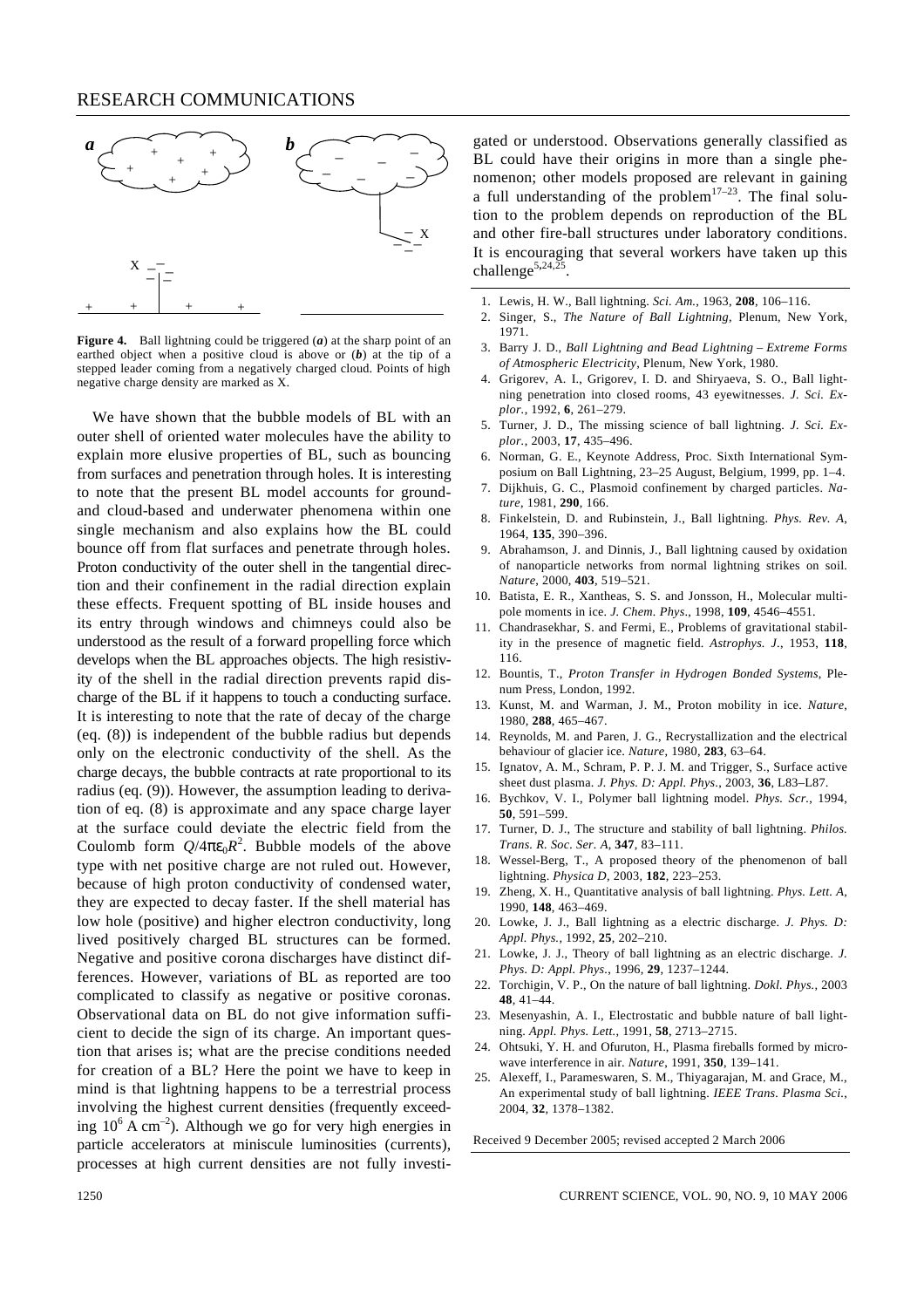a
+ + +
+ +
+

X

+ + + +

b
− − −
− −

− X

**Figure 4.** Ball lightning could be triggered (***a***) at the sharp point of an earthed object when a positive cloud is above or (***b***) at the tip of a stepped leader coming from a negatively charged cloud. Points of high negative charge density are marked as X.

We have shown that the bubble models of BL with an outer shell of oriented water molecules have the ability to explain more elusive properties of BL, such as bouncing from surfaces and penetration through holes. It is interesting to note that the present BL model accounts for ground- and cloud-based and underwater phenomena within one single mechanism and also explains how the BL could bounce off from flat surfaces and penetrate through holes. Proton conductivity of the outer shell in the tangential direction and their confinement in the radial direction explain these effects. Frequent spotting of BL inside houses and its entry through windows and chimneys could also be understood as the result of a forward propelling force which develops when the BL approaches objects. The high resistivity of the shell in the radial direction prevents rapid discharge of the BL if it happens to touch a conducting surface. It is interesting to note that the rate of decay of the charge (eq. (8)) is independent of the bubble radius but depends only on the electronic conductivity of the shell. As the charge decays, the bubble contracts at rate proportional to its radius (eq. (9)). However, the assumption leading to derivation of eq. (8) is approximate and any space charge layer at the surface could deviate the electric field from the Coulomb form $Q/4\pi\varepsilon_0 R^2$. Bubble models of the above type with net positive charge are not ruled out. However, because of high proton conductivity of condensed water, they are expected to decay faster. If the shell material has low hole (positive) and higher electron conductivity, long lived positively charged BL structures can be formed. Negative and positive corona discharges have distinct differences. However, variations of BL as reported are too complicated to classify as negative or positive coronas. Observational data on BL do not give information sufficient to decide the sign of its charge. An important question that arises is; what are the precise conditions needed for creation of a BL? Here the point we have to keep in mind is that lightning happens to be a terrestrial process involving the highest current densities (frequently exceeding $10^6$ A cm$^{-2}$). Although we go for very high energies in particle accelerators at miniscule luminosities (currents), processes at high current densities are not fully investigated or understood. Observations generally classified as BL could have their origins in more than a single phenomenon; other models proposed are relevant in gaining a full understanding of the problem[17–23]. The final solution to the problem depends on reproduction of the BL and other fire-ball structures under laboratory conditions. It is encouraging that several workers have taken up this challenge[5,24,25].

1. Lewis, H. W., Ball lightning. *Sci. Am.*, 1963, **208**, 106–116.
2. Singer, S., *The Nature of Ball Lightning*, Plenum, New York, 1971.
3. Barry J. D., *Ball Lightning and Bead Lightning – Extreme Forms of Atmospheric Electricity*, Plenum, New York, 1980.
4. Grigorev, A. I., Grigorev, I. D. and Shiryaeva, S. O., Ball lightning penetration into closed rooms, 43 eyewitnesses. *J. Sci. Explor.*, 1992, **6**, 261–279.
5. Turner, J. D., The missing science of ball lightning. *J. Sci. Explor.*, 2003, **17**, 435–496.
6. Norman, G. E., Keynote Address, Proc. Sixth International Symposium on Ball Lightning, 23–25 August, Belgium, 1999, pp. 1–4.
7. Dijkhuis, G. C., Plasmoid confinement by charged particles. *Nature*, 1981, **290**, 166.
8. Finkelstein, D. and Rubinstein, J., Ball lightning. *Phys. Rev. A*, 1964, **135**, 390–396.
9. Abrahamson, J. and Dinnis, J., Ball lightning caused by oxidation of nanoparticle networks from normal lightning strikes on soil. *Nature*, 2000, **403**, 519–521.
10. Batista, E. R., Xantheas, S. S. and Jonsson, H., Molecular multipole moments in ice. *J. Chem. Phys*., 1998, **109**, 4546–4551.
11. Chandrasekhar, S. and Fermi, E., Problems of gravitational stability in the presence of magnetic field. *Astrophys. J.*, 1953, **118**, 116.
12. Bountis, T., *Proton Transfer in Hydrogen Bonded Systems*, Plenum Press, London, 1992.
13. Kunst, M. and Warman, J. M., Proton mobility in ice. *Nature*, 1980, **288**, 465–467.
14. Reynolds, M. and Paren, J. G., Recrystallization and the electrical behaviour of glacier ice. *Nature*, 1980, **283**, 63–64.
15. Ignatov, A. M., Schram, P. P. J. M. and Trigger, S., Surface active sheet dust plasma. *J. Phys. D: Appl. Phys.*, 2003, **36**, L83–L87.
16. Bychkov, V. I., Polymer ball lightning model. *Phys. Scr.*, 1994, **50**, 591–599.
17. Turner, D. J., The structure and stability of ball lightning. *Philos. Trans. R. Soc. Ser. A*, **347**, 83–111.
18. Wessel-Berg, T., A proposed theory of the phenomenon of ball lightning. *Physica D*, 2003, **182**, 223–253.
19. Zheng, X. H., Quantitative analysis of ball lightning. *Phys. Lett. A*, 1990, **148**, 463–469.
20. Lowke, J. J., Ball lightning as a electric discharge. *J. Phys. D: Appl. Phys.*, 1992, **25**, 202–210.
21. Lowke, J. J., Theory of ball lightning as an electric discharge. *J. Phys. D: Appl. Phys.*, 1996, **29**, 1237–1244.
22. Torchigin, V. P., On the nature of ball lightning. *Dokl. Phys.*, 2003 **48**, 41–44.
23. Mesenyashin, A. I., Electrostatic and bubble nature of ball lightning. *Appl. Phys. Lett.*, 1991, **58**, 2713–2715.
24. Ohtsuki, Y. H. and Ofuruton, H., Plasma fireballs formed by microwave interference in air. *Nature*, 1991, **350**, 139–141.
25. Alexeff, I., Parameswaren, S. M., Thiyagarajan, M. and Grace, M., An experimental study of ball lightning. *IEEE Trans. Plasma Sci.*, 2004, **32**, 1378–1382.

Received 9 December 2005; revised accepted 2 March 2006